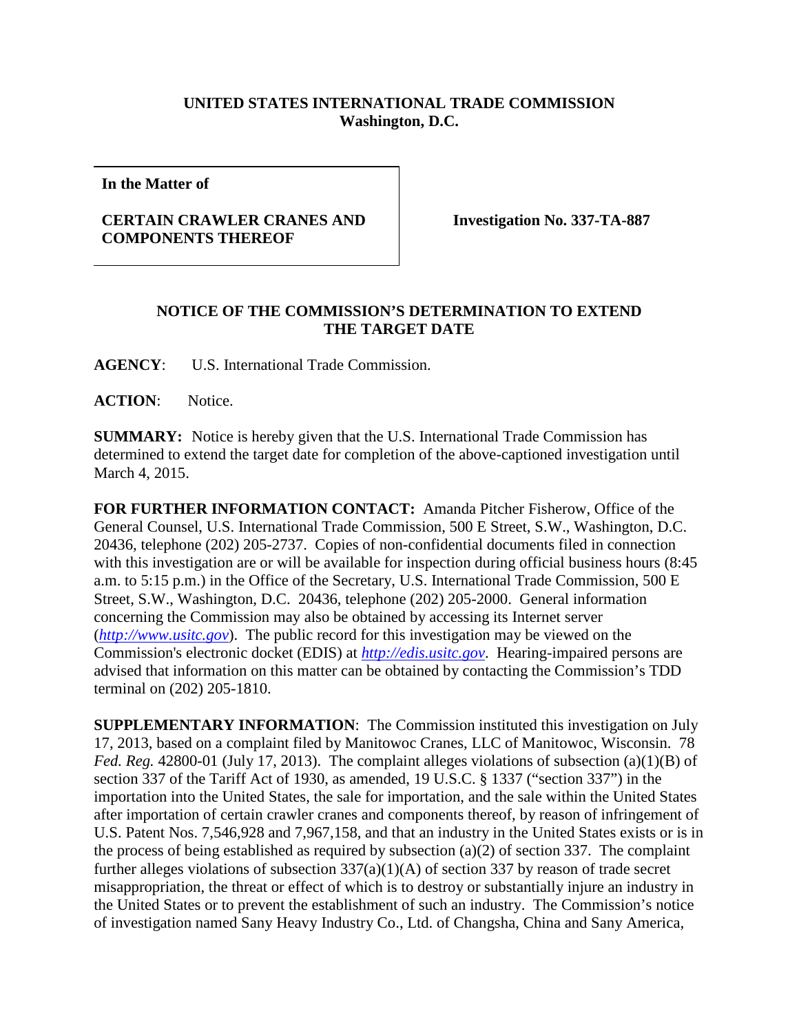**UNITED STATES INTERNATIONAL TRADE COMMISSION**
**Washington, D.C.**

**In the Matter of**

**CERTAIN CRAWLER CRANES AND COMPONENTS THEREOF**

**Investigation No. 337-TA-887**

**NOTICE OF THE COMMISSION'S DETERMINATION TO EXTEND THE TARGET DATE**

**AGENCY**: U.S. International Trade Commission.

**ACTION**: Notice.

**SUMMARY:** Notice is hereby given that the U.S. International Trade Commission has determined to extend the target date for completion of the above-captioned investigation until March 4, 2015.

**FOR FURTHER INFORMATION CONTACT:** Amanda Pitcher Fisherow, Office of the General Counsel, U.S. International Trade Commission, 500 E Street, S.W., Washington, D.C. 20436, telephone (202) 205-2737. Copies of non-confidential documents filed in connection with this investigation are or will be available for inspection during official business hours (8:45 a.m. to 5:15 p.m.) in the Office of the Secretary, U.S. International Trade Commission, 500 E Street, S.W., Washington, D.C. 20436, telephone (202) 205-2000. General information concerning the Commission may also be obtained by accessing its Internet server (*http://www.usitc.gov*). The public record for this investigation may be viewed on the Commission's electronic docket (EDIS) at *http://edis.usitc.gov*. Hearing-impaired persons are advised that information on this matter can be obtained by contacting the Commission's TDD terminal on (202) 205-1810.

**SUPPLEMENTARY INFORMATION**: The Commission instituted this investigation on July 17, 2013, based on a complaint filed by Manitowoc Cranes, LLC of Manitowoc, Wisconsin. 78 *Fed. Reg.* 42800-01 (July 17, 2013). The complaint alleges violations of subsection (a)(1)(B) of section 337 of the Tariff Act of 1930, as amended, 19 U.S.C. § 1337 ("section 337") in the importation into the United States, the sale for importation, and the sale within the United States after importation of certain crawler cranes and components thereof, by reason of infringement of U.S. Patent Nos. 7,546,928 and 7,967,158, and that an industry in the United States exists or is in the process of being established as required by subsection (a)(2) of section 337. The complaint further alleges violations of subsection 337(a)(1)(A) of section 337 by reason of trade secret misappropriation, the threat or effect of which is to destroy or substantially injure an industry in the United States or to prevent the establishment of such an industry. The Commission's notice of investigation named Sany Heavy Industry Co., Ltd. of Changsha, China and Sany America,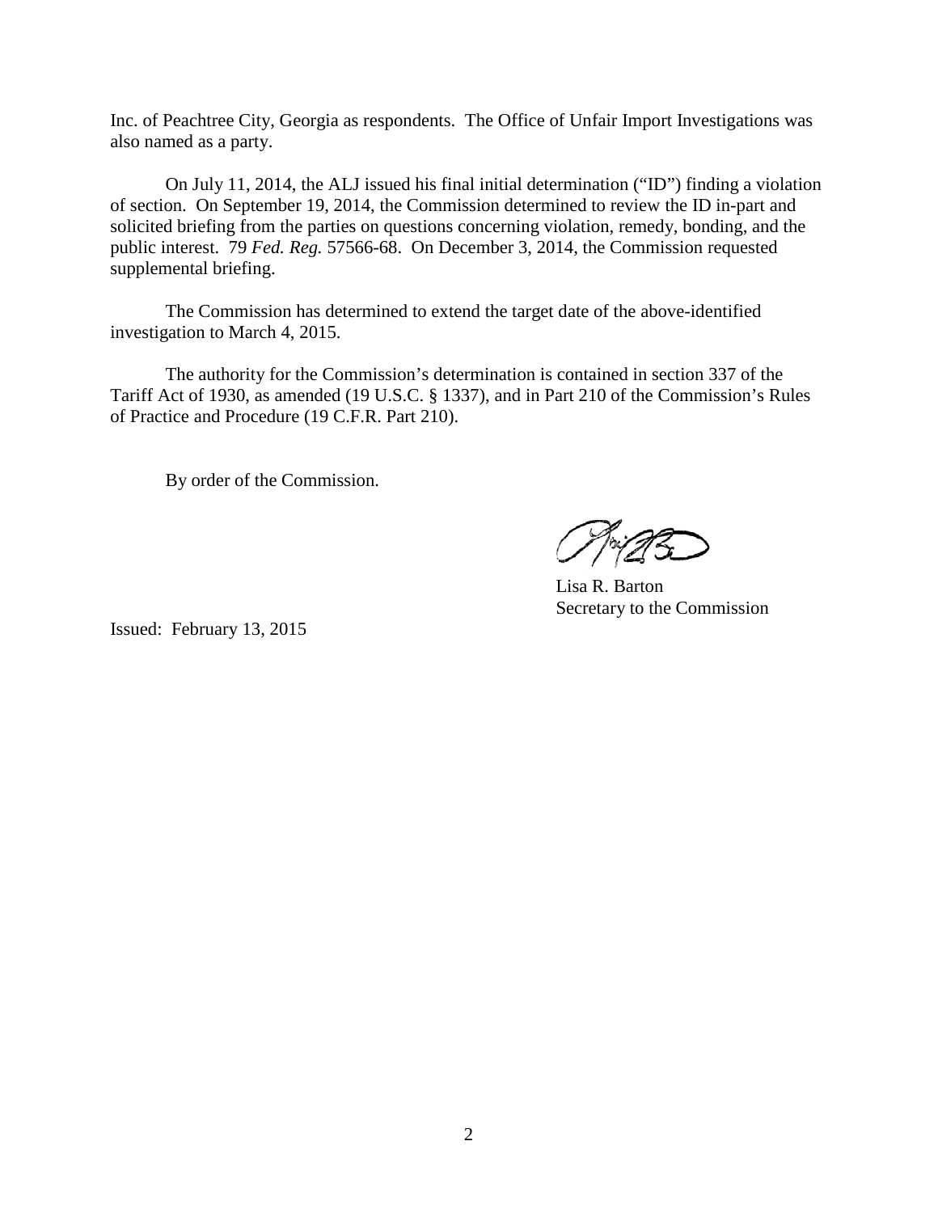Inc. of Peachtree City, Georgia as respondents. The Office of Unfair Import Investigations was also named as a party.

On July 11, 2014, the ALJ issued his final initial determination ("ID") finding a violation of section. On September 19, 2014, the Commission determined to review the ID in-part and solicited briefing from the parties on questions concerning violation, remedy, bonding, and the public interest. 79 *Fed. Reg.* 57566-68. On December 3, 2014, the Commission requested supplemental briefing.

The Commission has determined to extend the target date of the above-identified investigation to March 4, 2015.

The authority for the Commission's determination is contained in section 337 of the Tariff Act of 1930, as amended (19 U.S.C. § 1337), and in Part 210 of the Commission's Rules of Practice and Procedure (19 C.F.R. Part 210).

By order of the Commission.

Lisa R. Barton
Secretary to the Commission

Issued: February 13, 2015